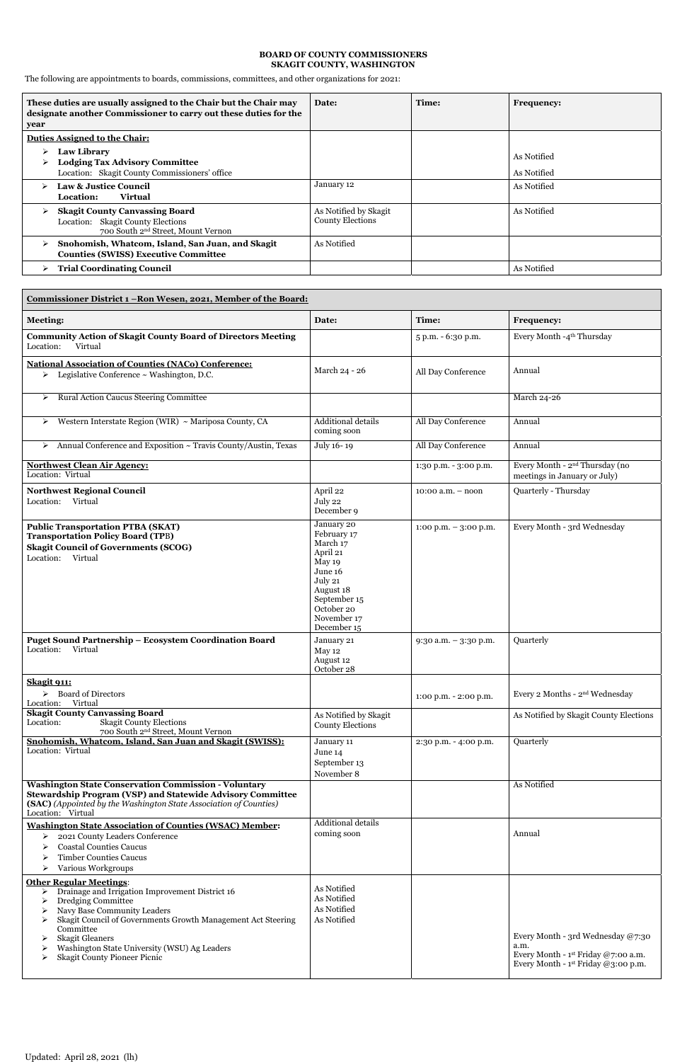**BOARD OF COUNTY COMMISSIONERS**
**SKAGIT COUNTY, WASHINGTON**

The following are appointments to boards, commissions, committees, and other organizations for 2021:

| These duties are usually assigned to the Chair but the Chair may designate another Commissioner to carry out these duties for the year | Date: | Time: | Frequency: |
|---|---|---|---|
| **Duties Assigned to the Chair:**<br>➢ **Law Library**<br>➢ **Lodging Tax Advisory Committee**<br>Location: Skagit County Commissioners' office | | | As Notified<br>As Notified |
| ➢ **Law & Justice Council**<br>**Location: Virtual** | January 12 | | As Notified |
| ➢ **Skagit County Canvassing Board**<br>Location: Skagit County Elections<br>700 South 2nd Street, Mount Vernon | As Notified by Skagit County Elections | | As Notified |
| ➢ **Snohomish, Whatcom, Island, San Juan, and Skagit Counties (SWISS) Executive Committee** | As Notified | | |
| ➢ **Trial Coordinating Council** | | | As Notified |

| Commissioner District 1 –Ron Wesen, 2021, Member of the Board: | | | |
|---|---|---|---|
| **Meeting:** | **Date:** | **Time:** | **Frequency:** |
| **Community Action of Skagit County Board of Directors Meeting**<br>Location: Virtual | | 5 p.m. - 6:30 p.m. | Every Month -4th Thursday |
| **National Association of Counties (NACo) Conference:**<br>➢ Legislative Conference ~ Washington, D.C. | March 24 - 26 | All Day Conference | Annual |
| ➢ Rural Action Caucus Steering Committee | | | March 24-26 |
| ➢ Western Interstate Region (WIR) ~ Mariposa County, CA | Additional details coming soon | All Day Conference | Annual |
| ➢ Annual Conference and Exposition ~ Travis County/Austin, Texas | July 16- 19 | All Day Conference | Annual |
| **Northwest Clean Air Agency:**<br>Location: Virtual | | 1:30 p.m. - 3:00 p.m. | Every Month - 2nd Thursday (no meetings in January or July) |
| **Northwest Regional Council**<br>Location: Virtual | April 22<br>July 22<br>December 9 | 10:00 a.m. – noon | Quarterly - Thursday |
| **Public Transportation PTBA (SKAT)**<br>**Transportation Policy Board (TPB)**<br>**Skagit Council of Governments (SCOG)**<br>Location: Virtual | January 20<br>February 17<br>March 17<br>April 21<br>May 19<br>June 16<br>July 21<br>August 18<br>September 15<br>October 20<br>November 17<br>December 15 | 1:00 p.m. – 3:00 p.m. | Every Month - 3rd Wednesday |
| **Puget Sound Partnership – Ecosystem Coordination Board**<br>Location: Virtual | January 21<br>May 12<br>August 12<br>October 28 | 9:30 a.m. – 3:30 p.m. | Quarterly |
| **Skagit 911:**<br>➢ Board of Directors<br>Location: Virtual | | 1:00 p.m. - 2:00 p.m. | Every 2 Months - 2nd Wednesday |
| **Skagit County Canvassing Board**<br>Location: Skagit County Elections<br>700 South 2nd Street, Mount Vernon | As Notified by Skagit County Elections | | As Notified by Skagit County Elections |
| **Snohomish, Whatcom, Island, San Juan and Skagit (SWISS):**<br>Location: Virtual | January 11<br>June 14<br>September 13<br>November 8 | 2:30 p.m. - 4:00 p.m. | Quarterly |
| **Washington State Conservation Commission - Voluntary Stewardship Program (VSP) and Statewide Advisory Committee (SAC)** *(Appointed by the Washington State Association of Counties)*<br>Location: Virtual | | | As Notified |
| **Washington State Association of Counties (WSAC) Member:**<br>➢ 2021 County Leaders Conference<br>➢ Coastal Counties Caucus<br>➢ Timber Counties Caucus<br>➢ Various Workgroups | Additional details coming soon | | Annual |
| **Other Regular Meetings:**<br>➢ Drainage and Irrigation Improvement District 16<br>➢ Dredging Committee<br>➢ Navy Base Community Leaders<br>➢ Skagit Council of Governments Growth Management Act Steering Committee<br>➢ Skagit Gleaners<br>➢ Washington State University (WSU) Ag Leaders<br>➢ Skagit County Pioneer Picnic | As Notified<br>As Notified<br>As Notified<br>As Notified | | Every Month - 3rd Wednesday @7:30 a.m.<br>Every Month - 1st Friday @7:00 a.m.<br>Every Month - 1st Friday @3:00 p.m. |

Updated: April 28, 2021 (lh)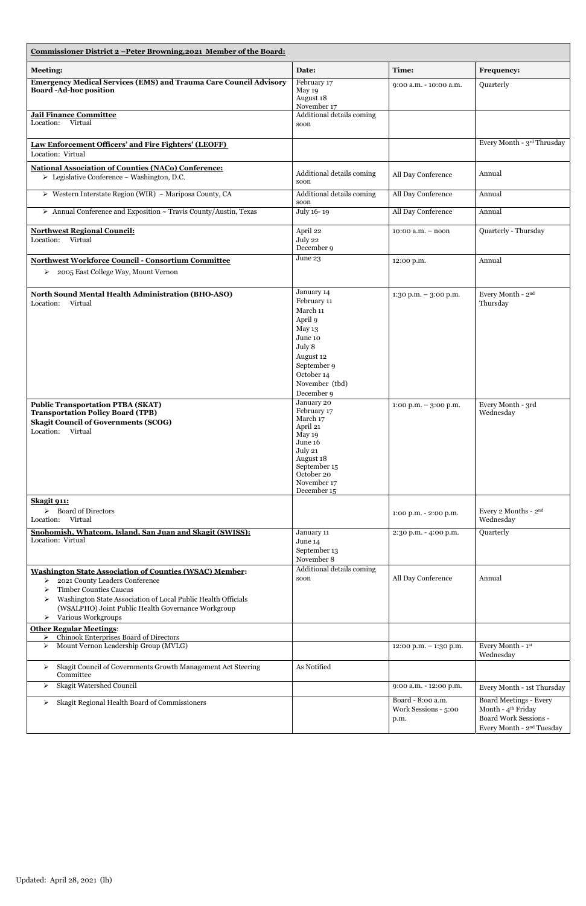| **Commissioner District 2 –Peter Browning,2021 Member of the Board:** | | | |
|---|---|---|---|
| **Meeting:** | **Date:** | **Time:** | **Frequency:** |
| **Emergency Medical Services (EMS) and Trauma Care Council Advisory Board -Ad-hoc position** | February 17<br>May 19<br>August 18<br>November 17 | 9:00 a.m. - 10:00 a.m. | Quarterly |
| **Jail Finance Committee**<br>Location: Virtual | Additional details coming soon | | |
| **Law Enforcement Officers' and Fire Fighters' (LEOFF)**<br>Location: Virtual | | | Every Month - 3rd Thrusday |
| **National Association of Counties (NACo) Conference:**<br>➢ Legislative Conference ~ Washington, D.C. | Additional details coming soon | All Day Conference | Annual |
| ➢ Western Interstate Region (WIR) ~ Mariposa County, CA | Additional details coming soon | All Day Conference | Annual |
| ➢ Annual Conference and Exposition ~ Travis County/Austin, Texas | July 16- 19 | All Day Conference | Annual |
| **Northwest Regional Council:**<br>Location: Virtual | April 22<br>July 22<br>December 9 | 10:00 a.m. – noon | Quarterly - Thursday |
| **Northwest Workforce Council - Consortium Committee**<br>➢ 2005 East College Way, Mount Vernon | June 23 | 12:00 p.m. | Annual |
| **North Sound Mental Health Administration (BHO-ASO)**<br>Location: Virtual | January 14<br>February 11<br>March 11<br>April 9<br>May 13<br>June 10<br>July 8<br>August 12<br>September 9<br>October 14<br>November (tbd)<br>December 9 | 1:30 p.m. – 3:00 p.m. | Every Month - 2nd Thursday |
| **Public Transportation PTBA (SKAT)**<br>**Transportation Policy Board (TPB)**<br>**Skagit Council of Governments (SCOG)**<br>Location: Virtual | January 20<br>February 17<br>March 17<br>April 21<br>May 19<br>June 16<br>July 21<br>August 18<br>September 15<br>October 20<br>November 17<br>December 15 | 1:00 p.m. – 3:00 p.m. | Every Month - 3rd Wednesday |
| **Skagit 911:**<br>➢ Board of Directors<br>Location: Virtual | | 1:00 p.m. - 2:00 p.m. | Every 2 Months - 2nd Wednesday |
| **Snohomish, Whatcom, Island, San Juan and Skagit (SWISS):**<br>Location: Virtual | January 11<br>June 14<br>September 13<br>November 8 | 2:30 p.m. - 4:00 p.m. | Quarterly |
| **Washington State Association of Counties (WSAC) Member:**<br>➢ 2021 County Leaders Conference<br>➢ Timber Counties Caucus<br>➢ Washington State Association of Local Public Health Officials (WSALPHO) Joint Public Health Governance Workgroup<br>➢ Various Workgroups | Additional details coming soon | All Day Conference | Annual |
| **Other Regular Meetings:**<br>➢ Chinook Enterprises Board of Directors | | | |
| ➢ Mount Vernon Leadership Group (MVLG) | | 12:00 p.m. – 1:30 p.m. | Every Month - 1st Wednesday |
| ➢ Skagit Council of Governments Growth Management Act Steering Committee | As Notified | | |
| ➢ Skagit Watershed Council | | 9:00 a.m. - 12:00 p.m. | Every Month - 1st Thursday |
| ➢ Skagit Regional Health Board of Commissioners | | Board - 8:00 a.m.<br>Work Sessions - 5:00 p.m. | Board Meetings - Every Month - 4th Friday<br>Board Work Sessions - Every Month - 2nd Tuesday |

Updated: April 28, 2021 (lh)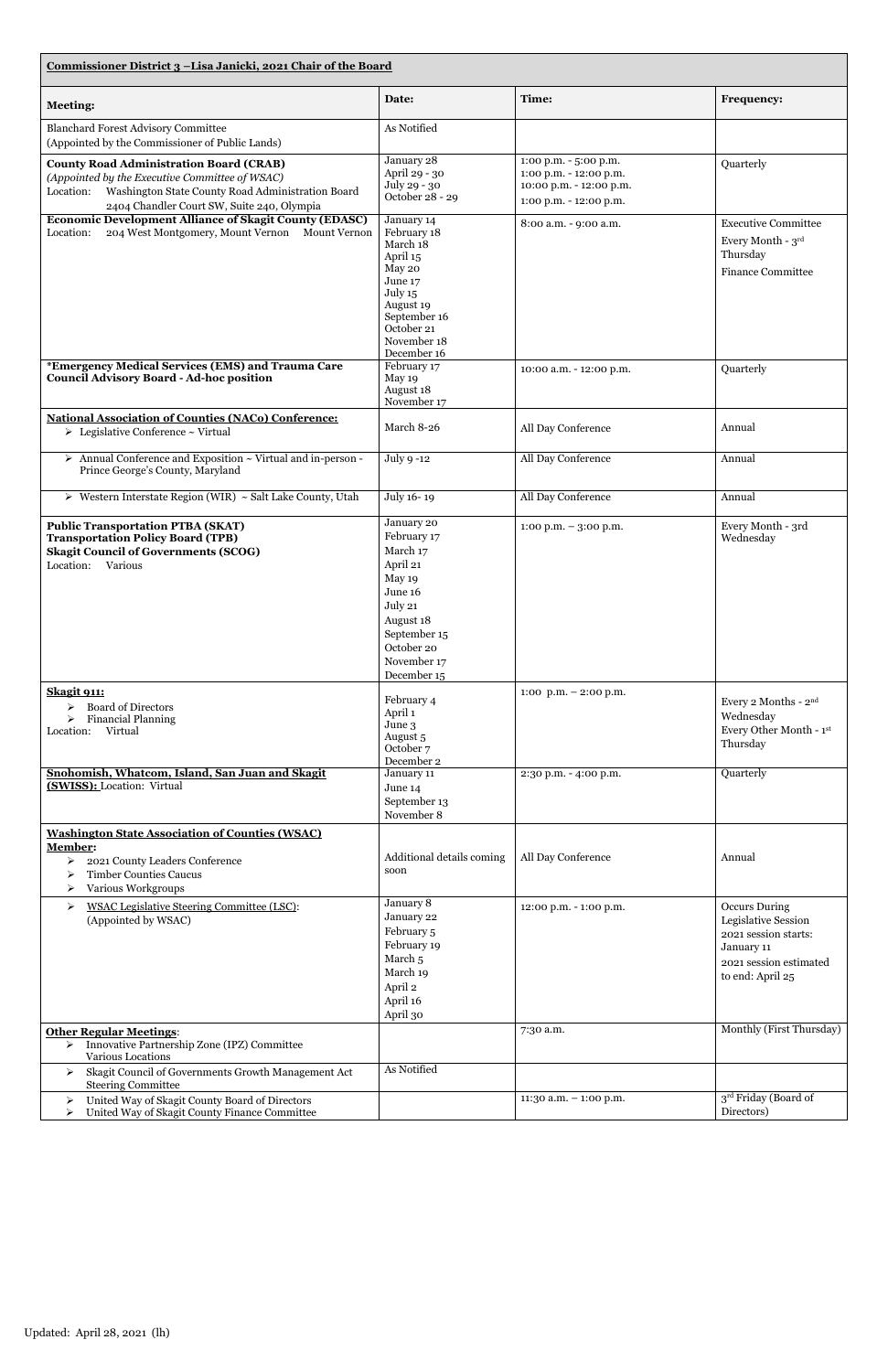| **Commissioner District 3 –Lisa Janicki, 2021 Chair of the Board** | | | |
|---|---|---|---|
| **Meeting:** | **Date:** | **Time:** | **Frequency:** |
| Blanchard Forest Advisory Committee<br>(Appointed by the Commissioner of Public Lands) | As Notified | | |
| **County Road Administration Board (CRAB)**<br>*(Appointed by the Executive Committee of WSAC)*<br>Location: Washington State County Road Administration Board 2404 Chandler Court SW, Suite 240, Olympia | January 28<br>April 29 - 30<br>July 29 - 30<br>October 28 - 29 | 1:00 p.m. - 5:00 p.m.<br>1:00 p.m. - 12:00 p.m.<br>10:00 p.m. - 12:00 p.m.<br>1:00 p.m. - 12:00 p.m. | Quarterly |
| **Economic Development Alliance of Skagit County (EDASC)**<br>Location: 204 West Montgomery, Mount Vernon Mount Vernon | January 14<br>February 18<br>March 18<br>April 15<br>May 20<br>June 17<br>July 15<br>August 19<br>September 16<br>October 21<br>November 18<br>December 16 | 8:00 a.m. - 9:00 a.m. | Executive Committee<br>Every Month - 3rd Thursday<br>Finance Committee |
| **\*Emergency Medical Services (EMS) and Trauma Care Council Advisory Board - Ad-hoc position** | February 17<br>May 19<br>August 18<br>November 17 | 10:00 a.m. - 12:00 p.m. | Quarterly |
| **National Association of Counties (NACo) Conference:**<br>➢ Legislative Conference ~ Virtual | March 8-26 | All Day Conference | Annual |
| ➢ Annual Conference and Exposition ~ Virtual and in-person - Prince George's County, Maryland | July 9 -12 | All Day Conference | Annual |
| ➢ Western Interstate Region (WIR) ~ Salt Lake County, Utah | July 16- 19 | All Day Conference | Annual |
| **Public Transportation PTBA (SKAT)**<br>**Transportation Policy Board (TPB)**<br>**Skagit Council of Governments (SCOG)**<br>Location: Various | January 20<br>February 17<br>March 17<br>April 21<br>May 19<br>June 16<br>July 21<br>August 18<br>September 15<br>October 20<br>November 17<br>December 15 | 1:00 p.m. – 3:00 p.m. | Every Month - 3rd Wednesday |
| **Skagit 911:**<br>➢ Board of Directors<br>➢ Financial Planning<br>Location: Virtual | February 4<br>April 1<br>June 3<br>August 5<br>October 7<br>December 2 | 1:00 p.m. – 2:00 p.m. | Every 2 Months - 2nd Wednesday<br>Every Other Month - 1st Thursday |
| **Snohomish, Whatcom, Island, San Juan and Skagit (SWISS):** Location: Virtual | January 11<br>June 14<br>September 13<br>November 8 | 2:30 p.m. - 4:00 p.m. | Quarterly |
| **Washington State Association of Counties (WSAC) Member:**<br>➢ 2021 County Leaders Conference<br>➢ Timber Counties Caucus<br>➢ Various Workgroups | Additional details coming soon | All Day Conference | Annual |
| ➢ WSAC Legislative Steering Committee (LSC):<br>(Appointed by WSAC) | January 8<br>January 22<br>February 5<br>February 19<br>March 5<br>March 19<br>April 2<br>April 16<br>April 30 | 12:00 p.m. - 1:00 p.m. | Occurs During Legislative Session<br>2021 session starts: January 11<br>2021 session estimated to end: April 25 |
| **Other Regular Meetings**:<br>➢ Innovative Partnership Zone (IPZ) Committee Various Locations | | 7:30 a.m. | Monthly (First Thursday) |
| ➢ Skagit Council of Governments Growth Management Act Steering Committee | As Notified | | |
| ➢ United Way of Skagit County Board of Directors<br>➢ United Way of Skagit County Finance Committee | | 11:30 a.m. – 1:00 p.m. | 3rd Friday (Board of Directors) |

Updated: April 28, 2021 (lh)